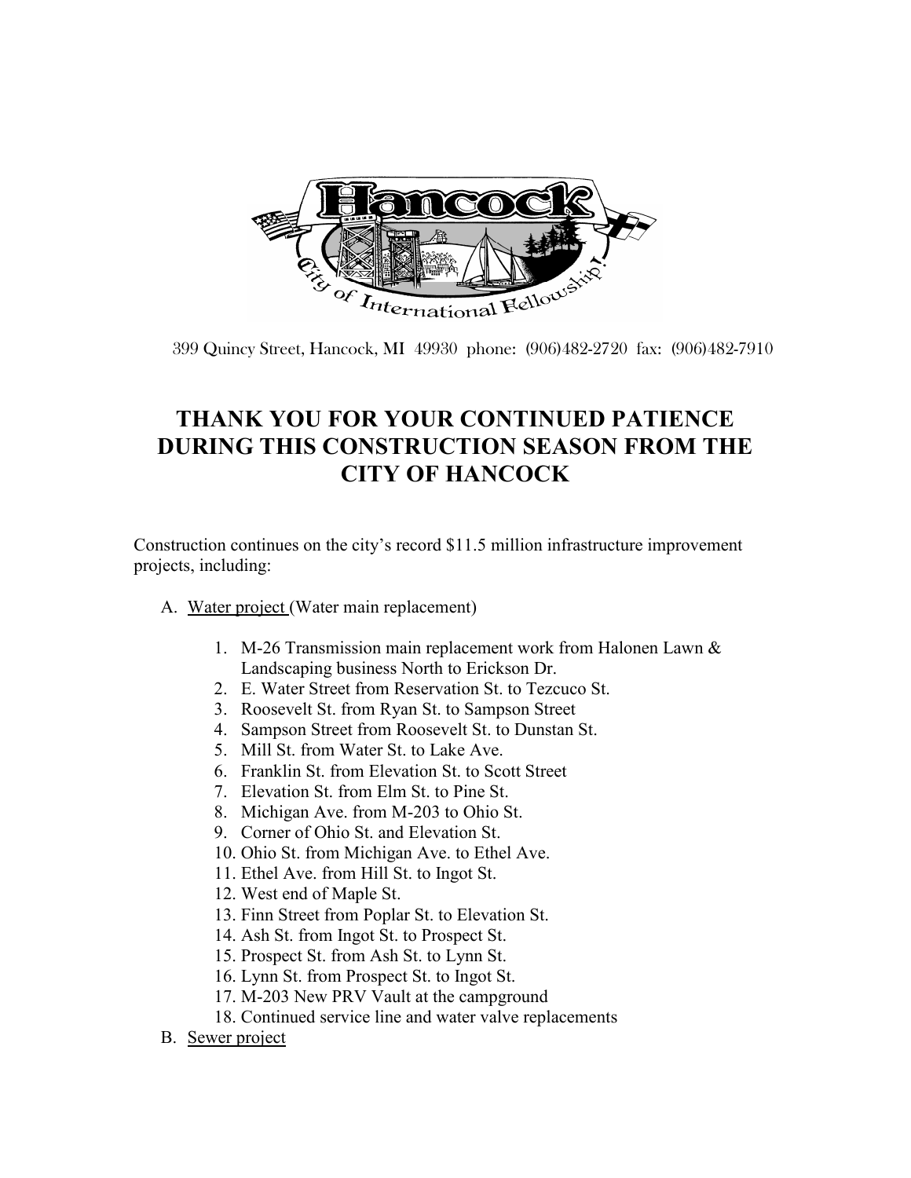399 Quincy Street, Hancock, MI 49930 phone: (906)482-2720 fax: (906)482-7910

# THANK YOU FOR YOUR CONTINUED PATIENCE DURING THIS CONSTRUCTION SEASON FROM THE CITY OF HANCOCK

Construction continues on the city's record $11.5 million infrastructure improvement projects, including:

A. Water project (Water main replacement)

    1. M-26 Transmission main replacement work from Halonen Lawn & Landscaping business North to Erickson Dr.
    2. E. Water Street from Reservation St. to Tezcuco St.
    3. Roosevelt St. from Ryan St. to Sampson Street
    4. Sampson Street from Roosevelt St. to Dunstan St.
    5. Mill St. from Water St. to Lake Ave.
    6. Franklin St. from Elevation St. to Scott Street
    7. Elevation St. from Elm St. to Pine St.
    8. Michigan Ave. from M-203 to Ohio St.
    9. Corner of Ohio St. and Elevation St.
    10. Ohio St. from Michigan Ave. to Ethel Ave.
    11. Ethel Ave. from Hill St. to Ingot St.
    12. West end of Maple St.
    13. Finn Street from Poplar St. to Elevation St.
    14. Ash St. from Ingot St. to Prospect St.
    15. Prospect St. from Ash St. to Lynn St.
    16. Lynn St. from Prospect St. to Ingot St.
    17. M-203 New PRV Vault at the campground
    18. Continued service line and water valve replacements

B. Sewer project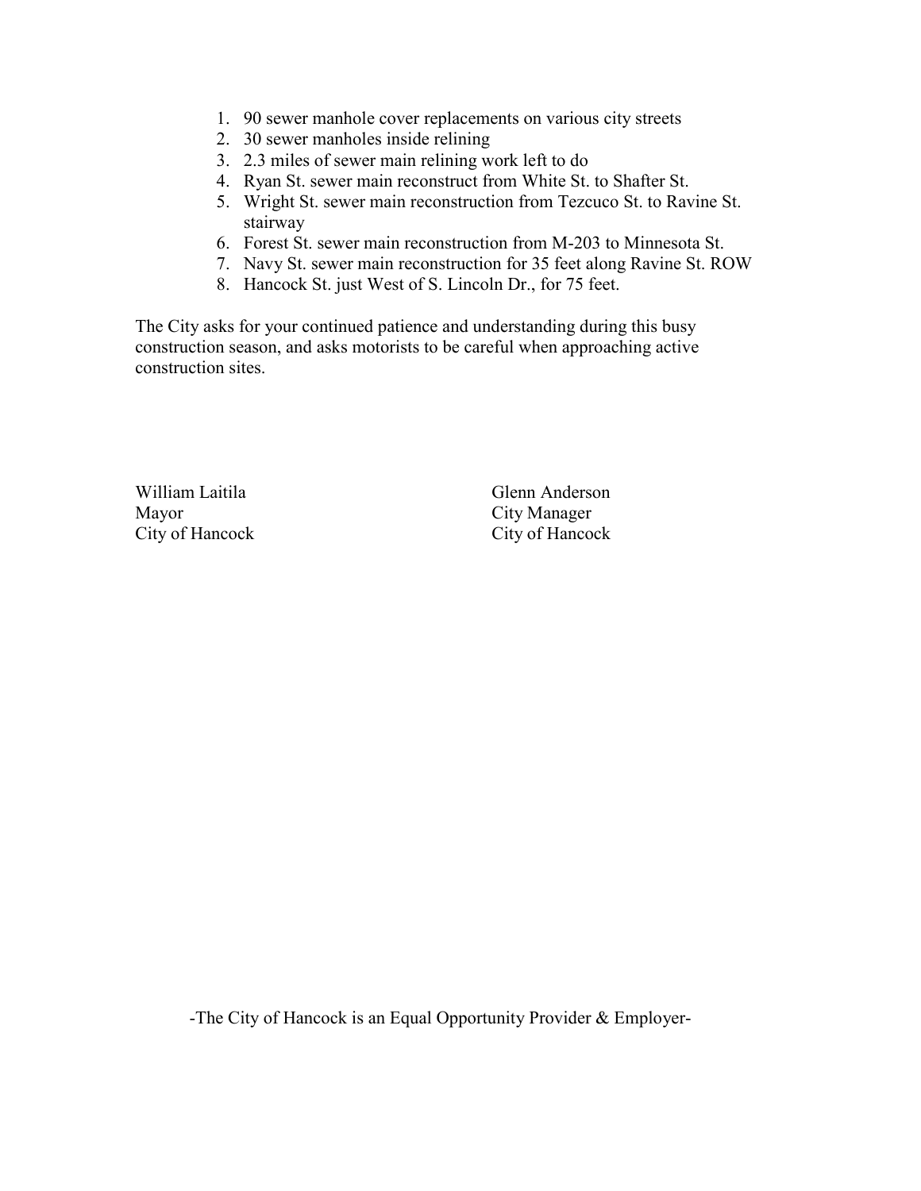1. 90 sewer manhole cover replacements on various city streets
2. 30 sewer manholes inside relining
3. 2.3 miles of sewer main relining work left to do
4. Ryan St. sewer main reconstruct from White St. to Shafter St.
5. Wright St. sewer main reconstruction from Tezcuco St. to Ravine St. stairway
6. Forest St. sewer main reconstruction from M-203 to Minnesota St.
7. Navy St. sewer main reconstruction for 35 feet along Ravine St. ROW
8. Hancock St. just West of S. Lincoln Dr., for 75 feet.

The City asks for your continued patience and understanding during this busy construction season, and asks motorists to be careful when approaching active construction sites.

William Laitila
Mayor
City of Hancock

Glenn Anderson
City Manager
City of Hancock

-The City of Hancock is an Equal Opportunity Provider & Employer-